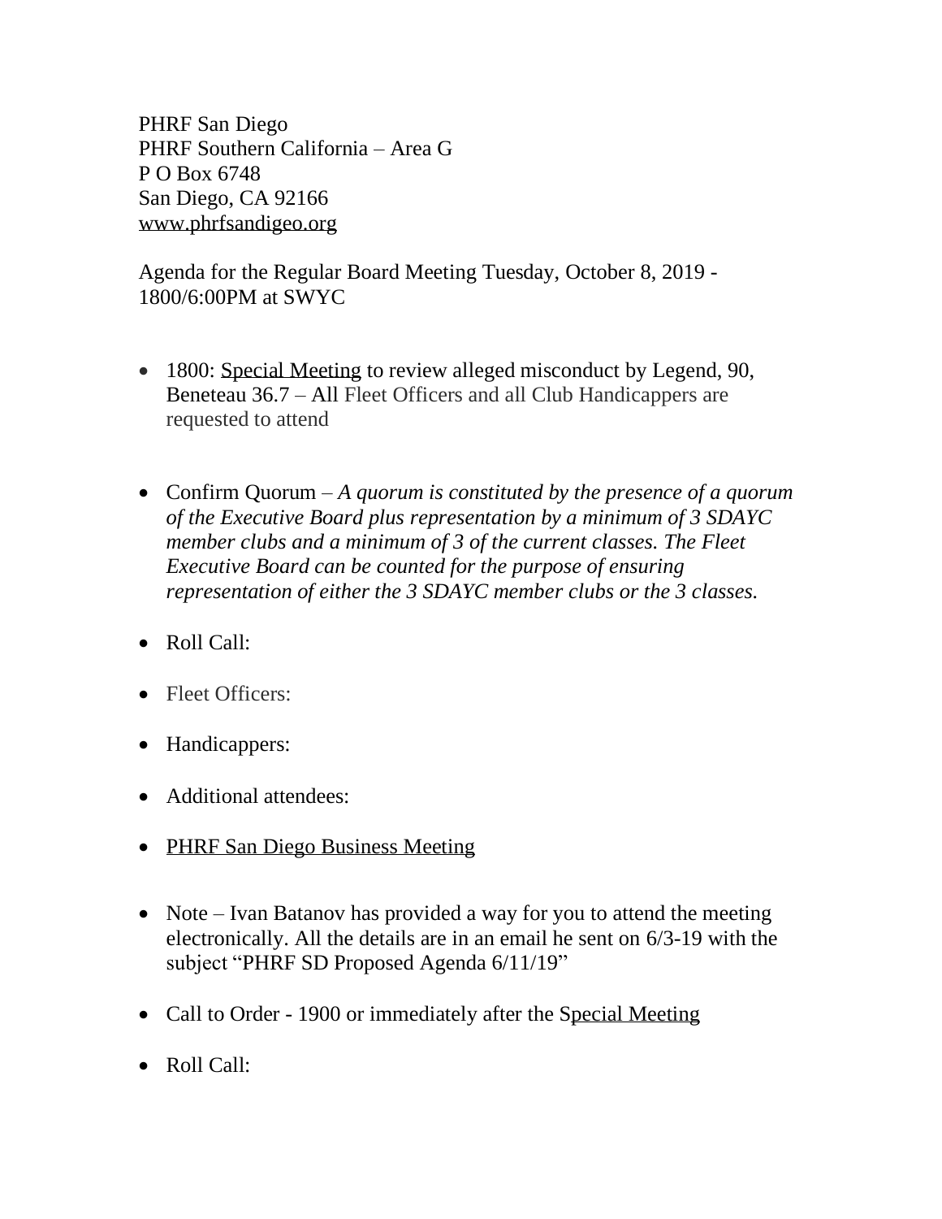PHRF San Diego
PHRF Southern California – Area G
P O Box 6748
San Diego, CA 92166
www.phrfsandigeo.org

Agenda for the Regular Board Meeting Tuesday, October 8, 2019 - 1800/6:00PM at SWYC

- 1800: Special Meeting to review alleged misconduct by Legend, 90, Beneteau 36.7 – All Fleet Officers and all Club Handicappers are requested to attend

- Confirm Quorum – *A quorum is constituted by the presence of a quorum of the Executive Board plus representation by a minimum of 3 SDAYC member clubs and a minimum of 3 of the current classes. The Fleet Executive Board can be counted for the purpose of ensuring representation of either the 3 SDAYC member clubs or the 3 classes.*

- Roll Call:

- Fleet Officers:

- Handicappers:

- Additional attendees:

- PHRF San Diego Business Meeting

- Note – Ivan Batanov has provided a way for you to attend the meeting electronically. All the details are in an email he sent on 6/3-19 with the subject "PHRF SD Proposed Agenda 6/11/19"

- Call to Order - 1900 or immediately after the Special Meeting

- Roll Call: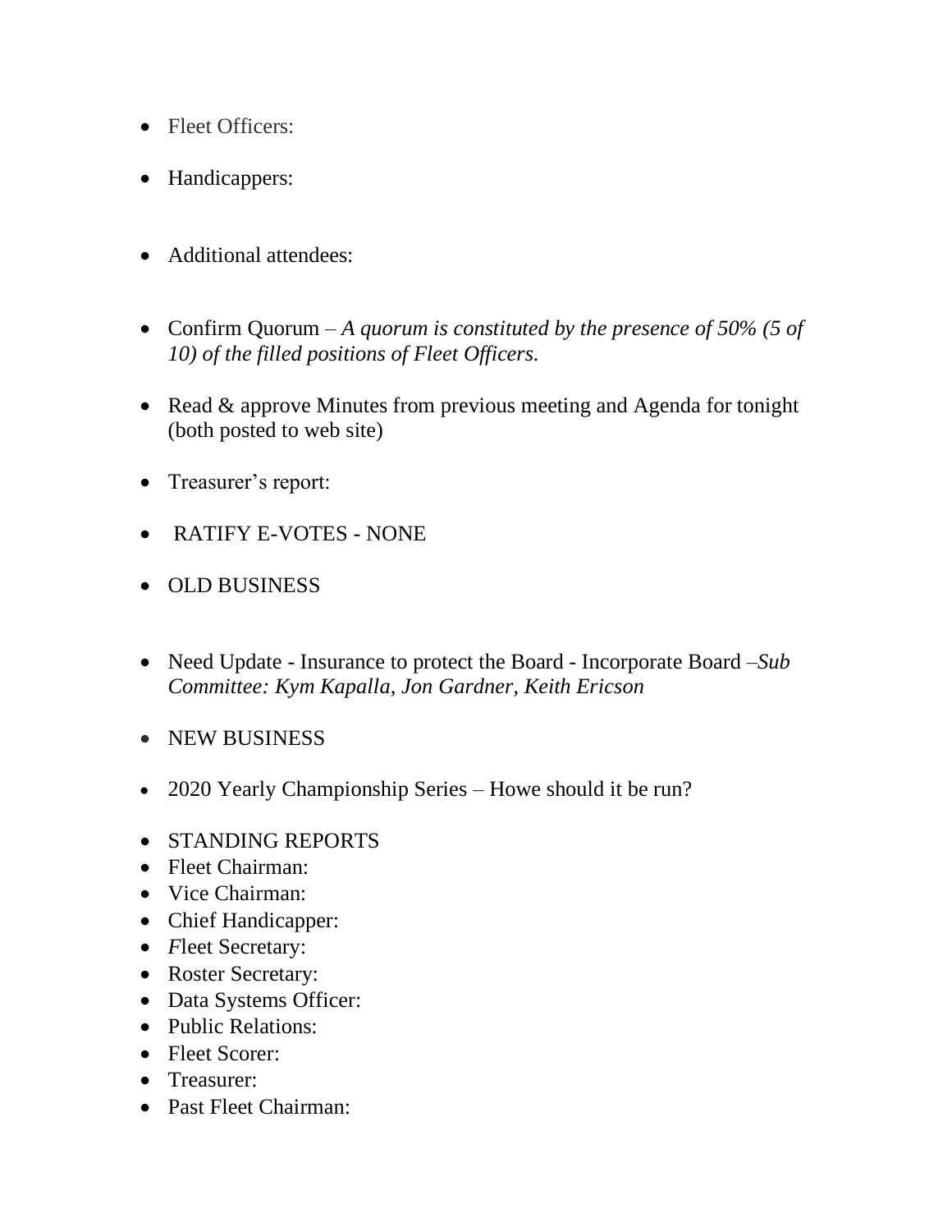- Fleet Officers:
- Handicappers:
- Additional attendees:
- Confirm Quorum – *A quorum is constituted by the presence of 50% (5 of 10) of the filled positions of Fleet Officers.*
- Read & approve Minutes from previous meeting and Agenda for tonight (both posted to web site)
- Treasurer's report:
- RATIFY E-VOTES - NONE
- OLD BUSINESS
- Need Update - Insurance to protect the Board - Incorporate Board –*Sub Committee: Kym Kapalla, Jon Gardner, Keith Ericson*
- NEW BUSINESS
- 2020 Yearly Championship Series – Howe should it be run?
- STANDING REPORTS
- Fleet Chairman:
- Vice Chairman:
- Chief Handicapper:
- *F*leet Secretary:
- Roster Secretary:
- Data Systems Officer:
- Public Relations:
- Fleet Scorer:
- Treasurer:
- Past Fleet Chairman: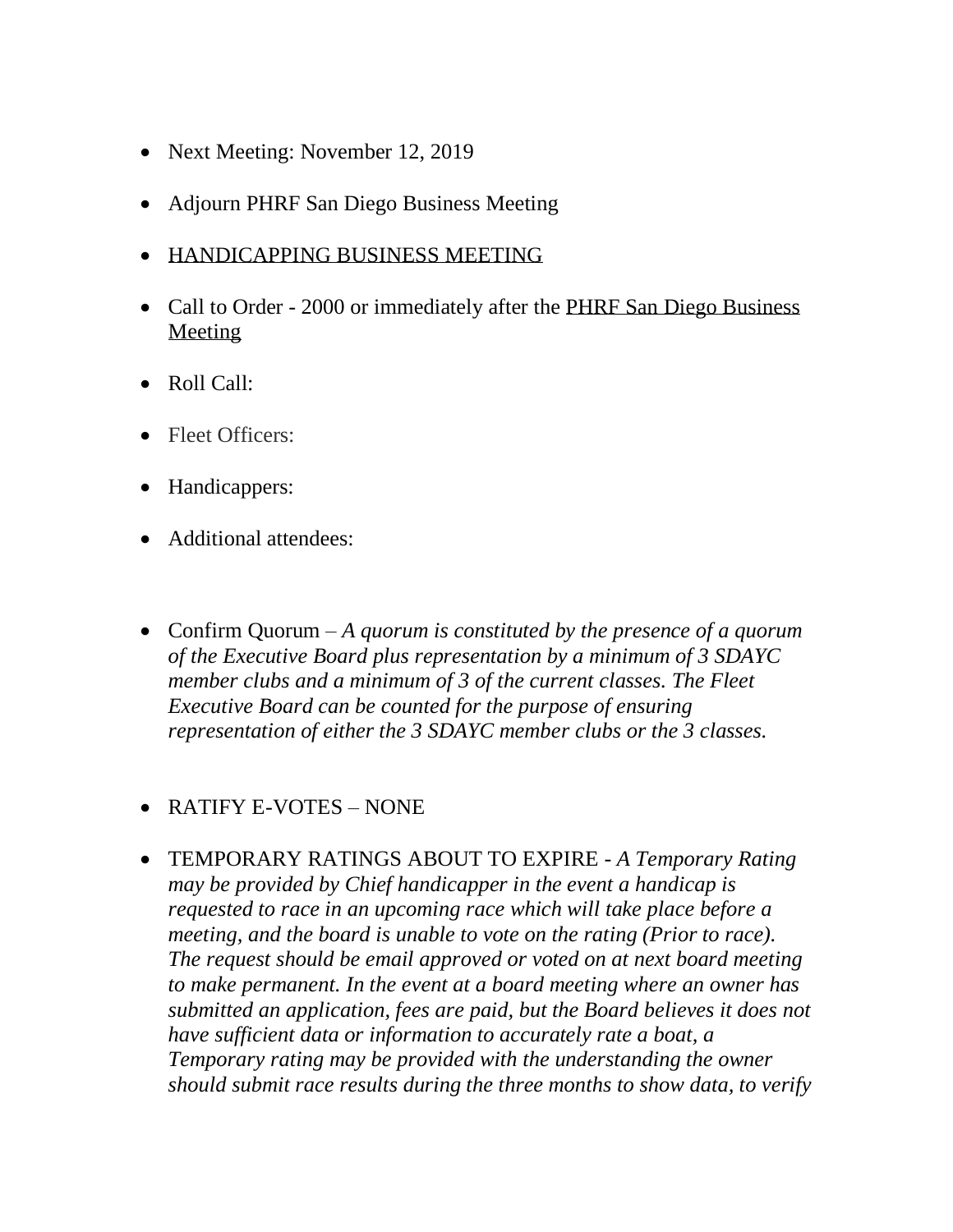- Next Meeting: November 12, 2019
- Adjourn PHRF San Diego Business Meeting
- HANDICAPPING BUSINESS MEETING
- Call to Order - 2000 or immediately after the PHRF San Diego Business Meeting
- Roll Call:
- Fleet Officers:
- Handicappers:
- Additional attendees:

- Confirm Quorum – *A quorum is constituted by the presence of a quorum of the Executive Board plus representation by a minimum of 3 SDAYC member clubs and a minimum of 3 of the current classes. The Fleet Executive Board can be counted for the purpose of ensuring representation of either the 3 SDAYC member clubs or the 3 classes.*

- RATIFY E-VOTES – NONE
- TEMPORARY RATINGS ABOUT TO EXPIRE - *A Temporary Rating may be provided by Chief handicapper in the event a handicap is requested to race in an upcoming race which will take place before a meeting, and the board is unable to vote on the rating (Prior to race). The request should be email approved or voted on at next board meeting to make permanent. In the event at a board meeting where an owner has submitted an application, fees are paid, but the Board believes it does not have sufficient data or information to accurately rate a boat, a Temporary rating may be provided with the understanding the owner should submit race results during the three months to show data, to verify*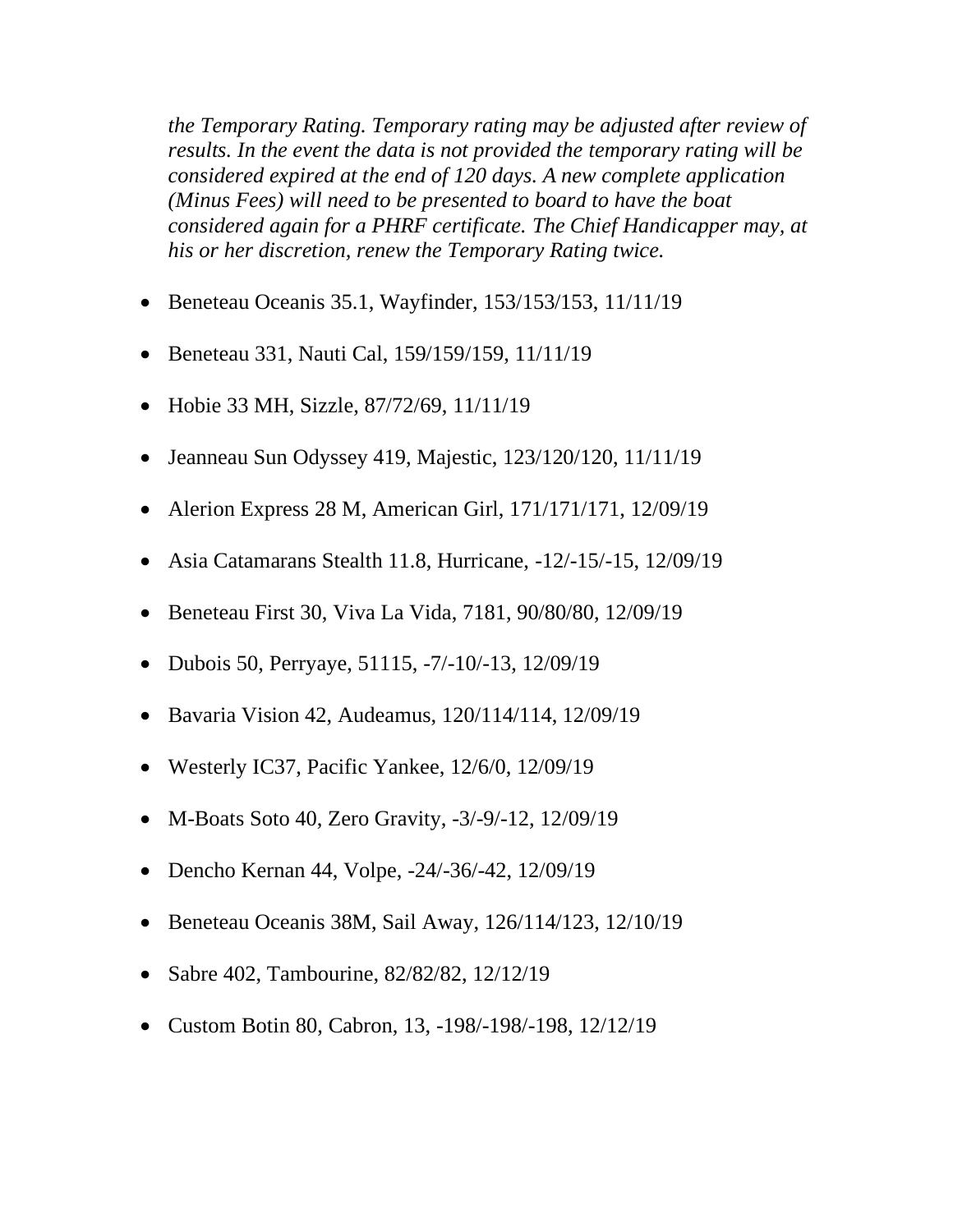*the Temporary Rating. Temporary rating may be adjusted after review of results. In the event the data is not provided the temporary rating will be considered expired at the end of 120 days. A new complete application (Minus Fees) will need to be presented to board to have the boat considered again for a PHRF certificate. The Chief Handicapper may, at his or her discretion, renew the Temporary Rating twice.*

- Beneteau Oceanis 35.1, Wayfinder, 153/153/153, 11/11/19
- Beneteau 331, Nauti Cal, 159/159/159, 11/11/19
- Hobie 33 MH, Sizzle, 87/72/69, 11/11/19
- Jeanneau Sun Odyssey 419, Majestic, 123/120/120, 11/11/19
- Alerion Express 28 M, American Girl, 171/171/171, 12/09/19
- Asia Catamarans Stealth 11.8, Hurricane, -12/-15/-15, 12/09/19
- Beneteau First 30, Viva La Vida, 7181, 90/80/80, 12/09/19
- Dubois 50, Perryaye, 51115, -7/-10/-13, 12/09/19
- Bavaria Vision 42, Audeamus, 120/114/114, 12/09/19
- Westerly IC37, Pacific Yankee, 12/6/0, 12/09/19
- M-Boats Soto 40, Zero Gravity, -3/-9/-12, 12/09/19
- Dencho Kernan 44, Volpe, -24/-36/-42, 12/09/19
- Beneteau Oceanis 38M, Sail Away, 126/114/123, 12/10/19
- Sabre 402, Tambourine, 82/82/82, 12/12/19
- Custom Botin 80, Cabron, 13, -198/-198/-198, 12/12/19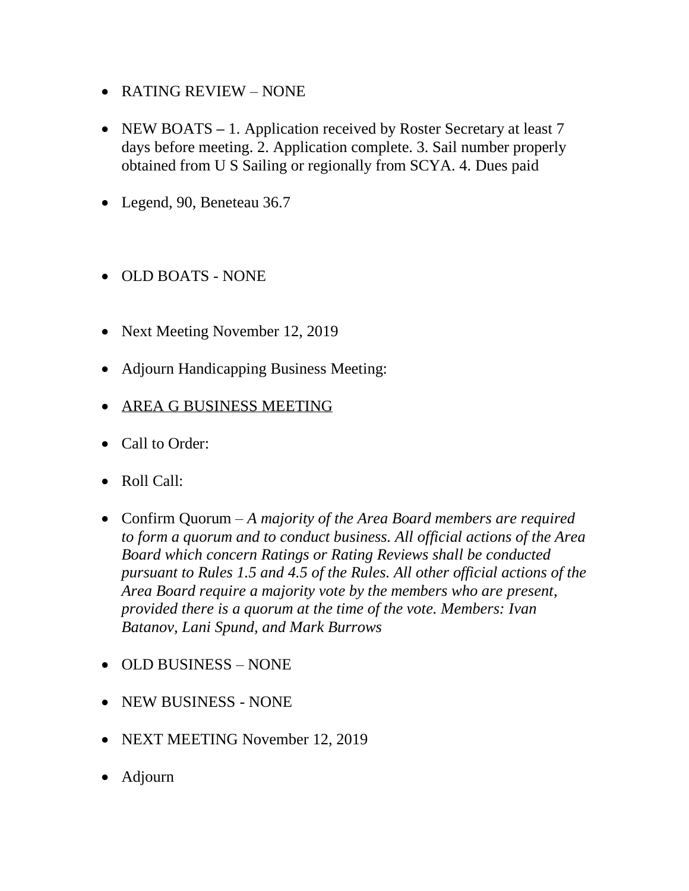- RATING REVIEW – NONE
- NEW BOATS **–** 1. Application received by Roster Secretary at least 7 days before meeting. 2. Application complete. 3. Sail number properly obtained from U S Sailing or regionally from SCYA. 4. Dues paid
- Legend, 90, Beneteau 36.7
- OLD BOATS - NONE
- Next Meeting November 12, 2019
- Adjourn Handicapping Business Meeting:
- <u>AREA G BUSINESS MEETING</u>
- Call to Order:
- Roll Call:
- Confirm Quorum – *A majority of the Area Board members are required to form a quorum and to conduct business. All official actions of the Area Board which concern Ratings or Rating Reviews shall be conducted pursuant to Rules 1.5 and 4.5 of the Rules. All other official actions of the Area Board require a majority vote by the members who are present, provided there is a quorum at the time of the vote. Members: Ivan Batanov, Lani Spund, and Mark Burrows*
- OLD BUSINESS – NONE
- NEW BUSINESS - NONE
- NEXT MEETING November 12, 2019
- Adjourn